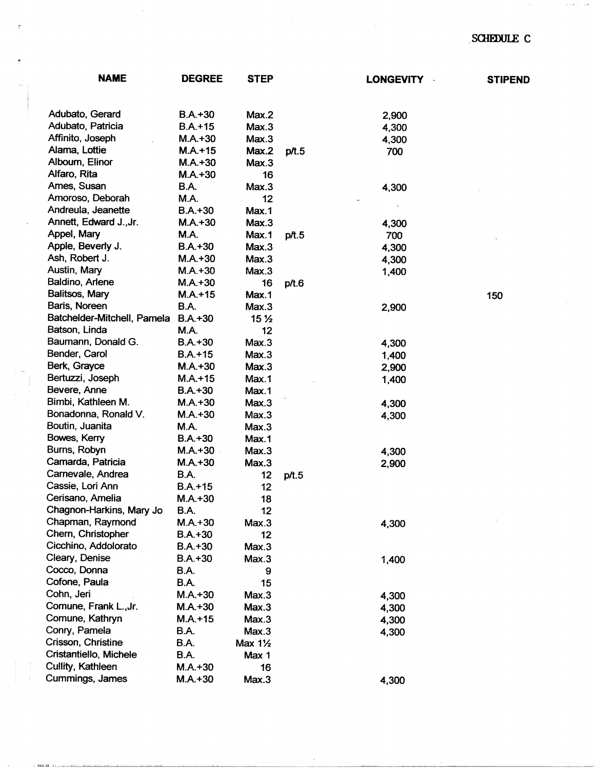SCHEDULE C

| NAME | DEGREE | STEP | | LONGEVITY | STIPEND |
|---|---|---|---|---|---|
| Adubato, Gerard | B.A.+30 | Max.2 | | 2,900 | |
| Adubato, Patricia | B.A.+15 | Max.3 | | 4,300 | |
| Affinito, Joseph | M.A.+30 | Max.3 | | 4,300 | |
| Alama, Lottie | M.A.+15 | Max.2 | p/t.5 | 700 | |
| Alboum, Elinor | M.A.+30 | Max.3 | | | |
| Alfaro, Rita | M.A.+30 | 16 | | | |
| Ames, Susan | B.A. | Max.3 | | 4,300 | |
| Amoroso, Deborah | M.A. | 12 | | | |
| Andreula, Jeanette | B.A.+30 | Max.1 | | | |
| Annett, Edward J.,Jr. | M.A.+30 | Max.3 | | 4,300 | |
| Appel, Mary | M.A. | Max.1 | p/t.5 | 700 | |
| Apple, Beverly J. | B.A.+30 | Max.3 | | 4,300 | |
| Ash, Robert J. | M.A.+30 | Max.3 | | 4,300 | |
| Austin, Mary | M.A.+30 | Max.3 | | 1,400 | |
| Baldino, Arlene | M.A.+30 | 16 | p/t.6 | | |
| Balitsos, Mary | M.A.+15 | Max.1 | | | 150 |
| Baris, Noreen | B.A. | Max.3 | | 2,900 | |
| Batchelder-Mitchell, Pamela | B.A.+30 | 15 ½ | | | |
| Batson, Linda | M.A. | 12 | | | |
| Baumann, Donald G. | B.A.+30 | Max.3 | | 4,300 | |
| Bender, Carol | B.A.+15 | Max.3 | | 1,400 | |
| Berk, Grayce | M.A.+30 | Max.3 | | 2,900 | |
| Bertuzzi, Joseph | M.A.+15 | Max.1 | | 1,400 | |
| Bevere, Anne | B.A.+30 | Max.1 | | | |
| Bimbi, Kathleen M. | M.A.+30 | Max.3 | | 4,300 | |
| Bonadonna, Ronald V. | M.A.+30 | Max.3 | | 4,300 | |
| Boutin, Juanita | M.A. | Max.3 | | | |
| Bowes, Kerry | B.A.+30 | Max.1 | | | |
| Burns, Robyn | M.A.+30 | Max.3 | | 4,300 | |
| Camarda, Patricia | M.A.+30 | Max.3 | | 2,900 | |
| Carnevale, Andrea | B.A. | 12 | p/t.5 | | |
| Cassie, Lori Ann | B.A.+15 | 12 | | | |
| Cerisano, Amelia | M.A.+30 | 18 | | | |
| Chagnon-Harkins, Mary Jo | B.A. | 12 | | | |
| Chapman, Raymond | M.A.+30 | Max.3 | | 4,300 | |
| Chern, Christopher | B.A.+30 | 12 | | | |
| Cicchino, Addolorato | B.A.+30 | Max.3 | | | |
| Cleary, Denise | B.A.+30 | Max.3 | | 1,400 | |
| Cocco, Donna | B.A. | 9 | | | |
| Cofone, Paula | B.A. | 15 | | | |
| Cohn, Jeri | M.A.+30 | Max.3 | | 4,300 | |
| Comune, Frank L.,Jr. | M.A.+30 | Max.3 | | 4,300 | |
| Comune, Kathryn | M.A.+15 | Max.3 | | 4,300 | |
| Conry, Pamela | B.A. | Max.3 | | 4,300 | |
| Crisson, Christine | B.A. | Max 1½ | | | |
| Cristantiello, Michele | B.A. | Max 1 | | | |
| Cullity, Kathleen | M.A.+30 | 16 | | | |
| Cummings, James | M.A.+30 | Max.3 | | 4,300 | |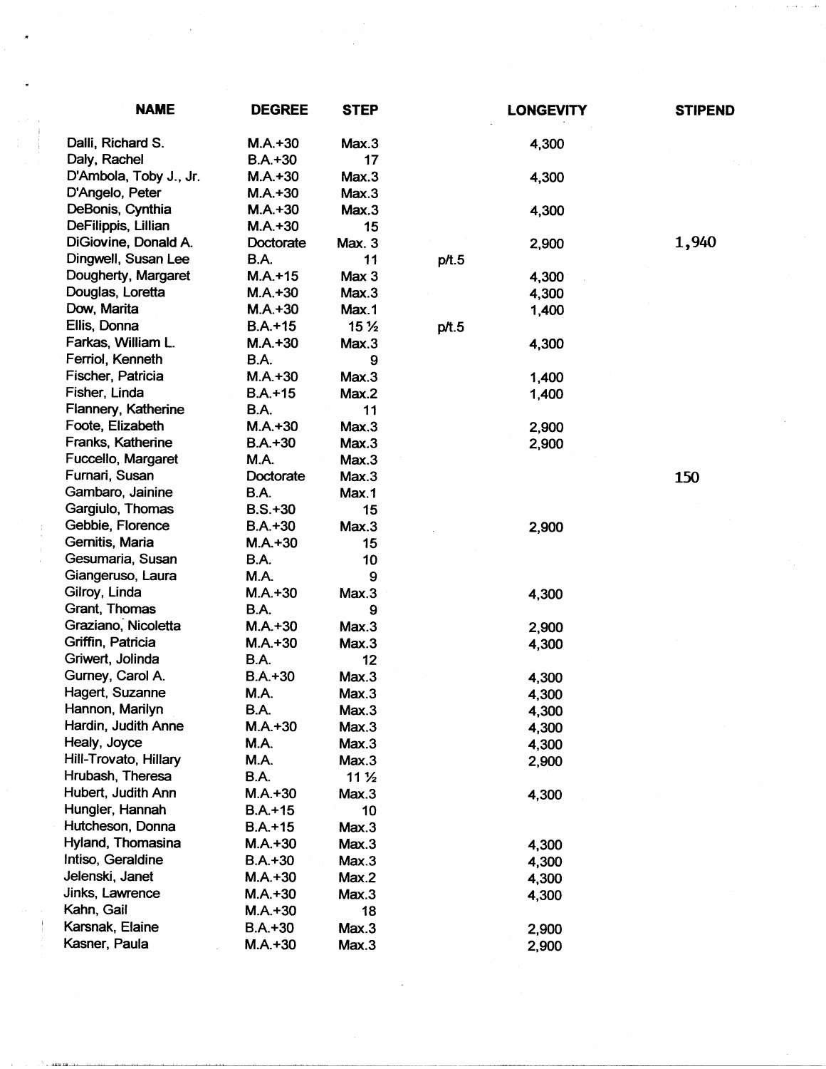| NAME | DEGREE | STEP | | LONGEVITY | STIPEND |
|---|---|---|---|---|---|
| Dalli, Richard S. | M.A.+30 | Max.3 | | 4,300 | |
| Daly, Rachel | B.A.+30 | 17 | | | |
| D'Ambola, Toby J., Jr. | M.A.+30 | Max.3 | | 4,300 | |
| D'Angelo, Peter | M.A.+30 | Max.3 | | | |
| DeBonis, Cynthia | M.A.+30 | Max.3 | | 4,300 | |
| DeFilippis, Lillian | M.A.+30 | 15 | | | |
| DiGiovine, Donald A. | Doctorate | Max. 3 | | 2,900 | 1,940 |
| Dingwell, Susan Lee | B.A. | 11 | p/t.5 | | |
| Dougherty, Margaret | M.A.+15 | Max 3 | | 4,300 | |
| Douglas, Loretta | M.A.+30 | Max.3 | | 4,300 | |
| Dow, Marita | M.A.+30 | Max.1 | | 1,400 | |
| Ellis, Donna | B.A.+15 | 15 ½ | p/t.5 | | |
| Farkas, William L. | M.A.+30 | Max.3 | | 4,300 | |
| Ferriol, Kenneth | B.A. | 9 | | | |
| Fischer, Patricia | M.A.+30 | Max.3 | | 1,400 | |
| Fisher, Linda | B.A.+15 | Max.2 | | 1,400 | |
| Flannery, Katherine | B.A. | 11 | | | |
| Foote, Elizabeth | M.A.+30 | Max.3 | | 2,900 | |
| Franks, Katherine | B.A.+30 | Max.3 | | 2,900 | |
| Fuccello, Margaret | M.A. | Max.3 | | | |
| Furnari, Susan | Doctorate | Max.3 | | | 150 |
| Gambaro, Jainine | B.A. | Max.1 | | | |
| Gargiulo, Thomas | B.S.+30 | 15 | | | |
| Gebbie, Florence | B.A.+30 | Max.3 | | 2,900 | |
| Gemitis, Maria | M.A.+30 | 15 | | | |
| Gesumaria, Susan | B.A. | 10 | | | |
| Giangeruso, Laura | M.A. | 9 | | | |
| Gilroy, Linda | M.A.+30 | Max.3 | | 4,300 | |
| Grant, Thomas | B.A. | 9 | | | |
| Graziano, Nicoletta | M.A.+30 | Max.3 | | 2,900 | |
| Griffin, Patricia | M.A.+30 | Max.3 | | 4,300 | |
| Griwert, Jolinda | B.A. | 12 | | | |
| Gurney, Carol A. | B.A.+30 | Max.3 | | 4,300 | |
| Hagert, Suzanne | M.A. | Max.3 | | 4,300 | |
| Hannon, Marilyn | B.A. | Max.3 | | 4,300 | |
| Hardin, Judith Anne | M.A.+30 | Max.3 | | 4,300 | |
| Healy, Joyce | M.A. | Max.3 | | 4,300 | |
| Hill-Trovato, Hillary | M.A. | Max.3 | | 2,900 | |
| Hrubash, Theresa | B.A. | 11 ½ | | | |
| Hubert, Judith Ann | M.A.+30 | Max.3 | | 4,300 | |
| Hungler, Hannah | B.A.+15 | 10 | | | |
| Hutcheson, Donna | B.A.+15 | Max.3 | | | |
| Hyland, Thomasina | M.A.+30 | Max.3 | | 4,300 | |
| Intiso, Geraldine | B.A.+30 | Max.3 | | 4,300 | |
| Jelenski, Janet | M.A.+30 | Max.2 | | 4,300 | |
| Jinks, Lawrence | M.A.+30 | Max.3 | | 4,300 | |
| Kahn, Gail | M.A.+30 | 18 | | | |
| Karsnak, Elaine | B.A.+30 | Max.3 | | 2,900 | |
| Kasner, Paula | M.A.+30 | Max.3 | | 2,900 | |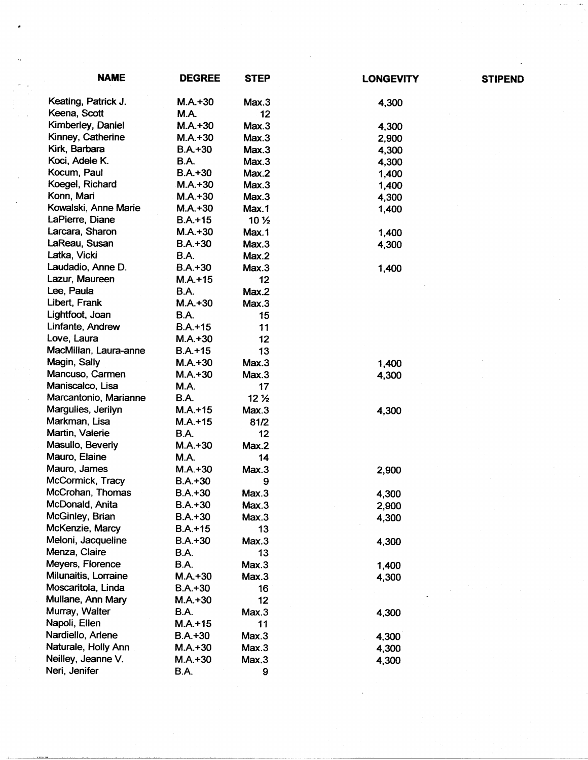| NAME | DEGREE | STEP | LONGEVITY | STIPEND |
|---|---|---|---|---|
| Keating, Patrick J. | M.A.+30 | Max.3 | 4,300 | |
| Keena, Scott | M.A. | 12 | | |
| Kimberley, Daniel | M.A.+30 | Max.3 | 4,300 | |
| Kinney, Catherine | M.A.+30 | Max.3 | 2,900 | |
| Kirk, Barbara | B.A.+30 | Max.3 | 4,300 | |
| Koci, Adele K. | B.A. | Max.3 | 4,300 | |
| Kocum, Paul | B.A.+30 | Max.2 | 1,400 | |
| Koegel, Richard | M.A.+30 | Max.3 | 1,400 | |
| Konn, Mari | M.A.+30 | Max.3 | 4,300 | |
| Kowalski, Anne Marie | M.A.+30 | Max.1 | 1,400 | |
| LaPierre, Diane | B.A.+15 | 10 ½ | | |
| Larcara, Sharon | M.A.+30 | Max.1 | 1,400 | |
| LaReau, Susan | B.A.+30 | Max.3 | 4,300 | |
| Latka, Vicki | B.A. | Max.2 | | |
| Laudadio, Anne D. | B.A.+30 | Max.3 | 1,400 | |
| Lazur, Maureen | M.A.+15 | 12 | | |
| Lee, Paula | B.A. | Max.2 | | |
| Libert, Frank | M.A.+30 | Max.3 | | |
| Lightfoot, Joan | B.A. | 15 | | |
| Linfante, Andrew | B.A.+15 | 11 | | |
| Love, Laura | M.A.+30 | 12 | | |
| MacMillan, Laura-anne | B.A.+15 | 13 | | |
| Magin, Sally | M.A.+30 | Max.3 | 1,400 | |
| Mancuso, Carmen | M.A.+30 | Max.3 | 4,300 | |
| Maniscalco, Lisa | M.A. | 17 | | |
| Marcantonio, Marianne | B.A. | 12 ½ | | |
| Margulies, Jerilyn | M.A.+15 | Max.3 | 4,300 | |
| Markman, Lisa | M.A.+15 | 81/2 | | |
| Martin, Valerie | B.A. | 12 | | |
| Masullo, Beverly | M.A.+30 | Max.2 | | |
| Mauro, Elaine | M.A. | 14 | | |
| Mauro, James | M.A.+30 | Max.3 | 2,900 | |
| McCormick, Tracy | B.A.+30 | 9 | | |
| McCrohan, Thomas | B.A.+30 | Max.3 | 4,300 | |
| McDonald, Anita | B.A.+30 | Max.3 | 2,900 | |
| McGinley, Brian | B.A.+30 | Max.3 | 4,300 | |
| McKenzie, Marcy | B.A.+15 | 13 | | |
| Meloni, Jacqueline | B.A.+30 | Max.3 | 4,300 | |
| Menza, Claire | B.A. | 13 | | |
| Meyers, Florence | B.A. | Max.3 | 1,400 | |
| Milunaitis, Lorraine | M.A.+30 | Max.3 | 4,300 | |
| Moscaritola, Linda | B.A.+30 | 16 | | |
| Mullane, Ann Mary | M.A.+30 | 12 | | |
| Murray, Walter | B.A. | Max.3 | 4,300 | |
| Napoli, Ellen | M.A.+15 | 11 | | |
| Nardiello, Arlene | B.A.+30 | Max.3 | 4,300 | |
| Naturale, Holly Ann | M.A.+30 | Max.3 | 4,300 | |
| Neilley, Jeanne V. | M.A.+30 | Max.3 | 4,300 | |
| Neri, Jenifer | B.A. | 9 | | |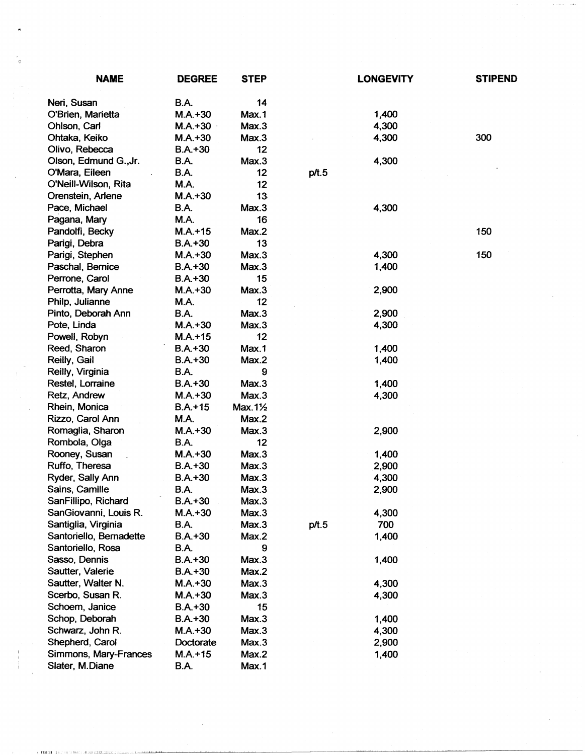| NAME | DEGREE | STEP | | LONGEVITY | STIPEND |
|---|---|---|---|---|---|
| Neri, Susan | B.A. | 14 | | | |
| O'Brien, Marietta | M.A.+30 | Max.1 | | 1,400 | |
| Ohlson, Carl | M.A.+30 | Max.3 | | 4,300 | |
| Ohtaka, Keiko | M.A.+30 | Max.3 | | 4,300 | 300 |
| Olivo, Rebecca | B.A.+30 | 12 | | | |
| Olson, Edmund G.,Jr. | B.A. | Max.3 | | 4,300 | |
| O'Mara, Eileen | B.A. | 12 | p/t.5 | | |
| O'Neill-Wilson, Rita | M.A. | 12 | | | |
| Orenstein, Arlene | M.A.+30 | 13 | | | |
| Pace, Michael | B.A. | Max.3 | | 4,300 | |
| Pagana, Mary | M.A. | 16 | | | |
| Pandolfi, Becky | M.A.+15 | Max.2 | | | 150 |
| Parigi, Debra | B.A.+30 | 13 | | | |
| Parigi, Stephen | M.A.+30 | Max.3 | | 4,300 | 150 |
| Paschal, Bernice | B.A.+30 | Max.3 | | 1,400 | |
| Perrone, Carol | B.A.+30 | 15 | | | |
| Perrotta, Mary Anne | M.A.+30 | Max.3 | | 2,900 | |
| Philp, Julianne | M.A. | 12 | | | |
| Pinto, Deborah Ann | B.A. | Max.3 | | 2,900 | |
| Pote, Linda | M.A.+30 | Max.3 | | 4,300 | |
| Powell, Robyn | M.A.+15 | 12 | | | |
| Reed, Sharon | B.A.+30 | Max.1 | | 1,400 | |
| Reilly, Gail | B.A.+30 | Max.2 | | 1,400 | |
| Reilly, Virginia | B.A. | 9 | | | |
| Restel, Lorraine | B.A.+30 | Max.3 | | 1,400 | |
| Retz, Andrew | M.A.+30 | Max.3 | | 4,300 | |
| Rhein, Monica | B.A.+15 | Max.1½ | | | |
| Rizzo, Carol Ann | M.A. | Max.2 | | | |
| Romaglia, Sharon | M.A.+30 | Max.3 | | 2,900 | |
| Rombola, Olga | B.A. | 12 | | | |
| Rooney, Susan | M.A.+30 | Max.3 | | 1,400 | |
| Ruffo, Theresa | B.A.+30 | Max.3 | | 2,900 | |
| Ryder, Sally Ann | B.A.+30 | Max.3 | | 4,300 | |
| Sains, Camille | B.A. | Max.3 | | 2,900 | |
| SanFillipo, Richard | B.A.+30 | Max.3 | | | |
| SanGiovanni, Louis R. | M.A.+30 | Max.3 | | 4,300 | |
| Santiglia, Virginia | B.A. | Max.3 | p/t.5 | 700 | |
| Santoriello, Bernadette | B.A.+30 | Max.2 | | 1,400 | |
| Santoriello, Rosa | B.A. | 9 | | | |
| Sasso, Dennis | B.A.+30 | Max.3 | | 1,400 | |
| Sautter, Valerie | B.A.+30 | Max.2 | | | |
| Sautter, Walter N. | M.A.+30 | Max.3 | | 4,300 | |
| Scerbo, Susan R. | M.A.+30 | Max.3 | | 4,300 | |
| Schoem, Janice | B.A.+30 | 15 | | | |
| Schop, Deborah | B.A.+30 | Max.3 | | 1,400 | |
| Schwarz, John R. | M.A.+30 | Max.3 | | 4,300 | |
| Shepherd, Carol | Doctorate | Max.3 | | 2,900 | |
| Simmons, Mary-Frances | M.A.+15 | Max.2 | | 1,400 | |
| Slater, M.Diane | B.A. | Max.1 | | | |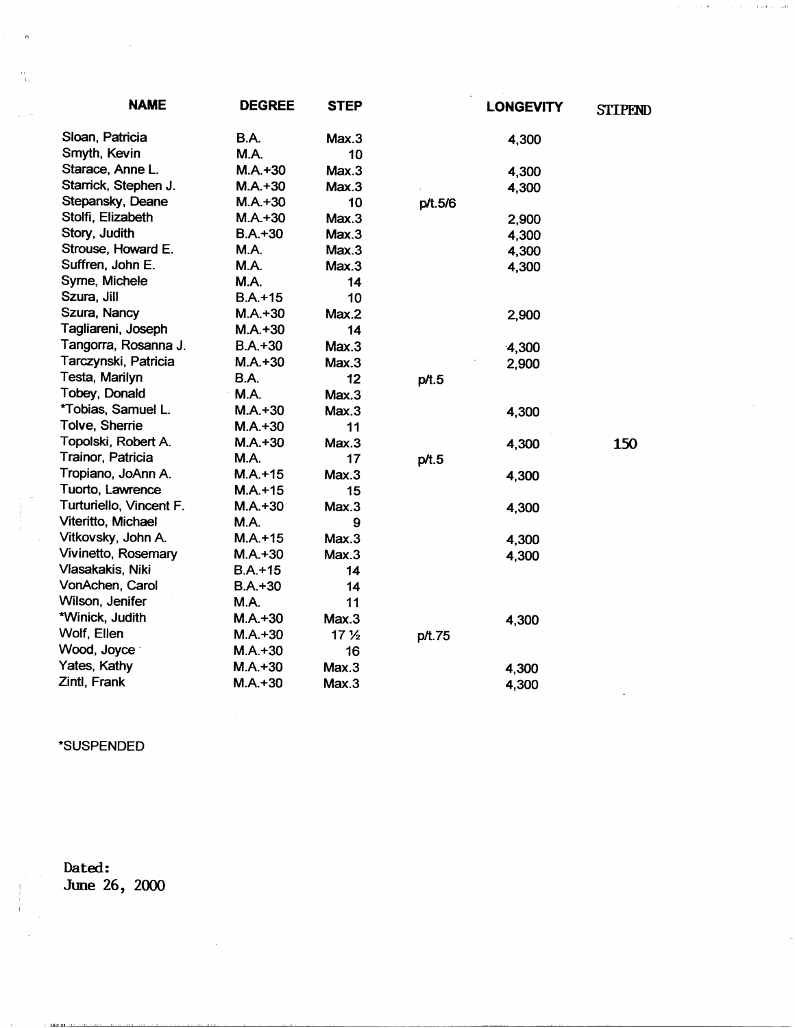| NAME | DEGREE | STEP | | LONGEVITY | STIPEND |
|---|---|---|---|---|---|
| Sloan, Patricia | B.A. | Max.3 | | 4,300 | |
| Smyth, Kevin | M.A. | 10 | | | |
| Starace, Anne L. | M.A.+30 | Max.3 | | 4,300 | |
| Starrick, Stephen J. | M.A.+30 | Max.3 | | 4,300 | |
| Stepansky, Deane | M.A.+30 | 10 | p/t.5/6 | | |
| Stolfi, Elizabeth | M.A.+30 | Max.3 | | 2,900 | |
| Story, Judith | B.A.+30 | Max.3 | | 4,300 | |
| Strouse, Howard E. | M.A. | Max.3 | | 4,300 | |
| Suffren, John E. | M.A. | Max.3 | | 4,300 | |
| Syme, Michele | M.A. | 14 | | | |
| Szura, Jill | B.A.+15 | 10 | | | |
| Szura, Nancy | M.A.+30 | Max.2 | | 2,900 | |
| Tagliareni, Joseph | M.A.+30 | 14 | | | |
| Tangorra, Rosanna J. | B.A.+30 | Max.3 | | 4,300 | |
| Tarczynski, Patricia | M.A.+30 | Max.3 | | 2,900 | |
| Testa, Marilyn | B.A. | 12 | p/t.5 | | |
| Tobey, Donald | M.A. | Max.3 | | | |
| *Tobias, Samuel L. | M.A.+30 | Max.3 | | 4,300 | |
| Tolve, Sherrie | M.A.+30 | 11 | | | |
| Topolski, Robert A. | M.A.+30 | Max.3 | | 4,300 | 150 |
| Trainor, Patricia | M.A. | 17 | p/t.5 | | |
| Tropiano, JoAnn A. | M.A.+15 | Max.3 | | 4,300 | |
| Tuorto, Lawrence | M.A.+15 | 15 | | | |
| Turturiello, Vincent F. | M.A.+30 | Max.3 | | 4,300 | |
| Viteritto, Michael | M.A. | 9 | | | |
| Vitkovsky, John A. | M.A.+15 | Max.3 | | 4,300 | |
| Vivinetto, Rosemary | M.A.+30 | Max.3 | | 4,300 | |
| Vlasakakis, Niki | B.A.+15 | 14 | | | |
| VonAchen, Carol | B.A.+30 | 14 | | | |
| Wilson, Jenifer | M.A. | 11 | | | |
| *Winick, Judith | M.A.+30 | Max.3 | | 4,300 | |
| Wolf, Ellen | M.A.+30 | 17 ½ | p/t.75 | | |
| Wood, Joyce | M.A.+30 | 16 | | | |
| Yates, Kathy | M.A.+30 | Max.3 | | 4,300 | |
| Zintl, Frank | M.A.+30 | Max.3 | | 4,300 | |

*SUSPENDED

Dated:
June 26, 2000